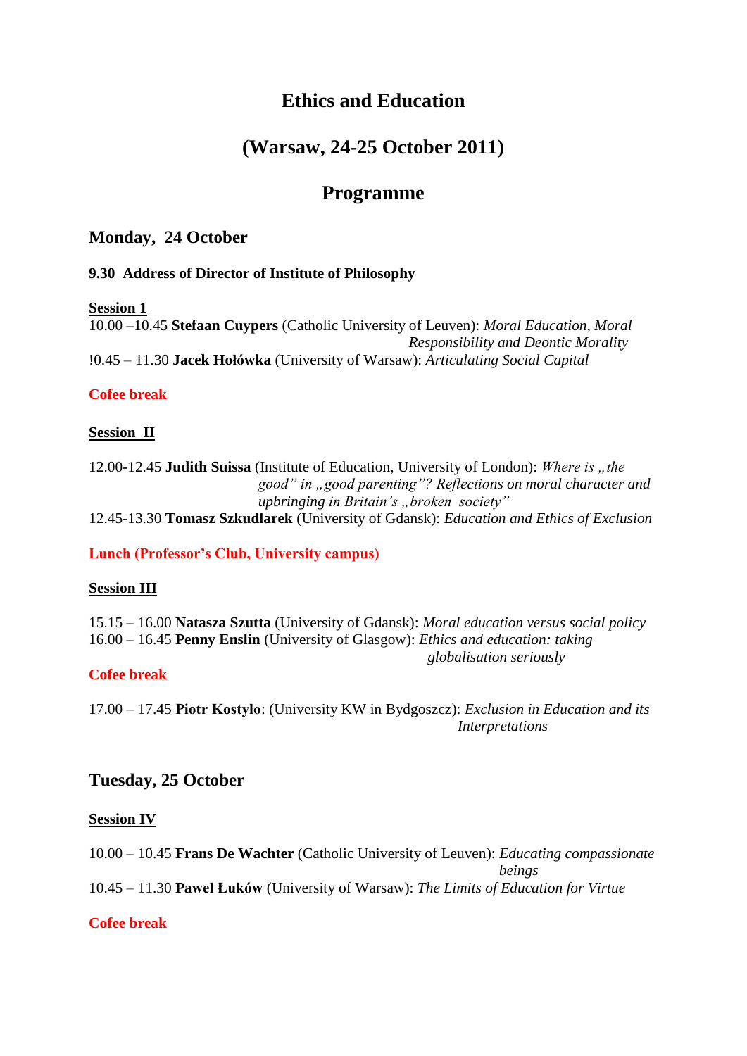# Ethics and Education

## (Warsaw, 24-25 October 2011)

## Programme

### Monday, 24 October

**9.30 Address of Director of Institute of Philosophy**

**Session 1**

10.00 –10.45 **Stefaan Cuypers** (Catholic University of Leuven): *Moral Education, Moral Responsibility and Deontic Morality*

!0.45 – 11.30 **Jacek Hołówka** (University of Warsaw): *Articulating Social Capital*

**Cofee break**

**Session II**

12.00-12.45 **Judith Suissa** (Institute of Education, University of London): *Where is „the good" in „good parenting"? Reflections on moral character and upbringing in Britain's „broken society"*

12.45-13.30 **Tomasz Szkudlarek** (University of Gdansk): *Education and Ethics of Exclusion*

**Lunch (Professor's Club, University campus)**

**Session III**

15.15 – 16.00 **Natasza Szutta** (University of Gdansk): *Moral education versus social policy*

16.00 – 16.45 **Penny Enslin** (University of Glasgow): *Ethics and education: taking globalisation seriously*

**Cofee break**

17.00 – 17.45 **Piotr Kostyło**: (University KW in Bydgoszcz): *Exclusion in Education and its Interpretations*

### Tuesday, 25 October

**Session IV**

10.00 – 10.45 **Frans De Wachter** (Catholic University of Leuven): *Educating compassionate beings*

10.45 – 11.30 **Pawel Łuków** (University of Warsaw): *The Limits of Education for Virtue*

**Cofee break**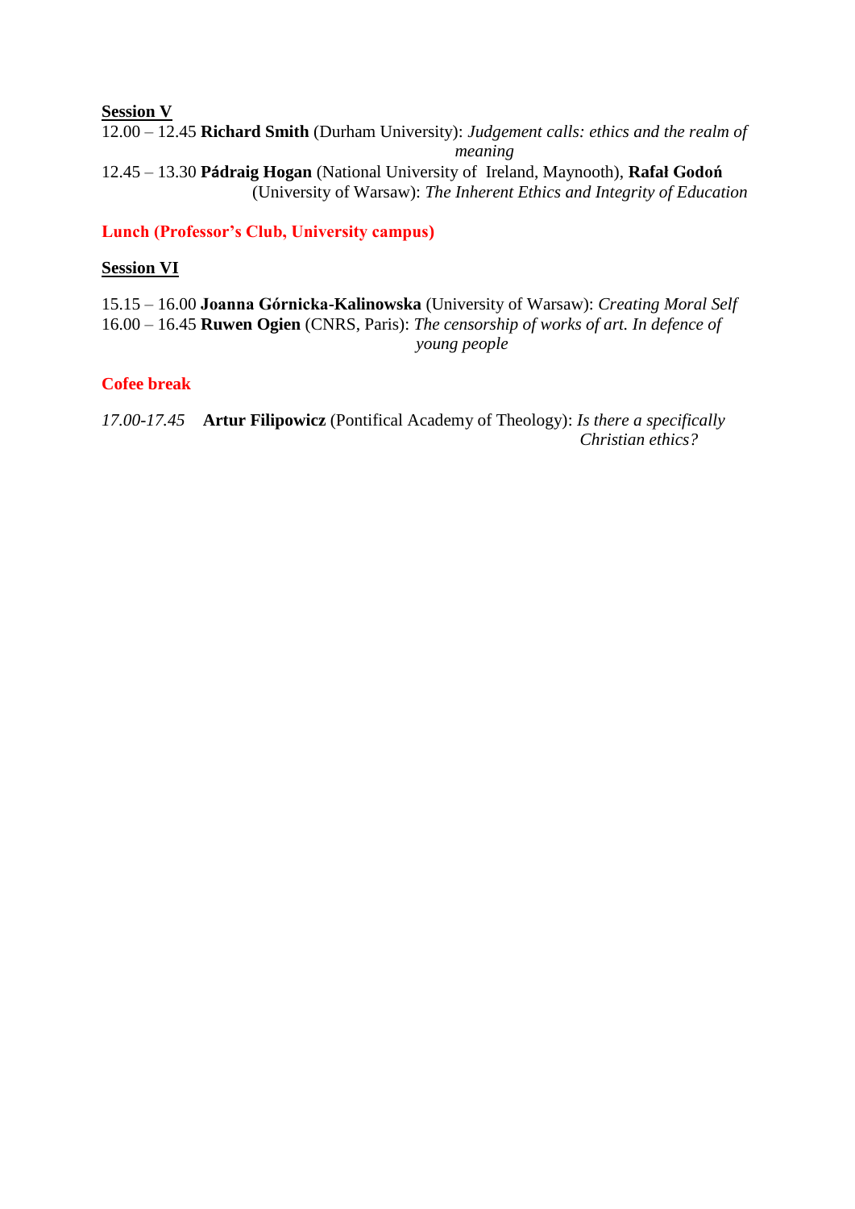**Session V**

12.00 – 12.45 **Richard Smith** (Durham University): *Judgement calls: ethics and the realm of meaning*

12.45 – 13.30 **Pádraig Hogan** (National University of Ireland, Maynooth), **Rafał Godoń** (University of Warsaw): *The Inherent Ethics and Integrity of Education*

**Lunch (Professor's Club, University campus)**

**Session VI**

15.15 – 16.00 **Joanna Górnicka-Kalinowska** (University of Warsaw): *Creating Moral Self*

16.00 – 16.45 **Ruwen Ogien** (CNRS, Paris): *The censorship of works of art. In defence of young people*

**Cofee break**

*17.00-17.45* **Artur Filipowicz** (Pontifical Academy of Theology): *Is there a specifically Christian ethics?*